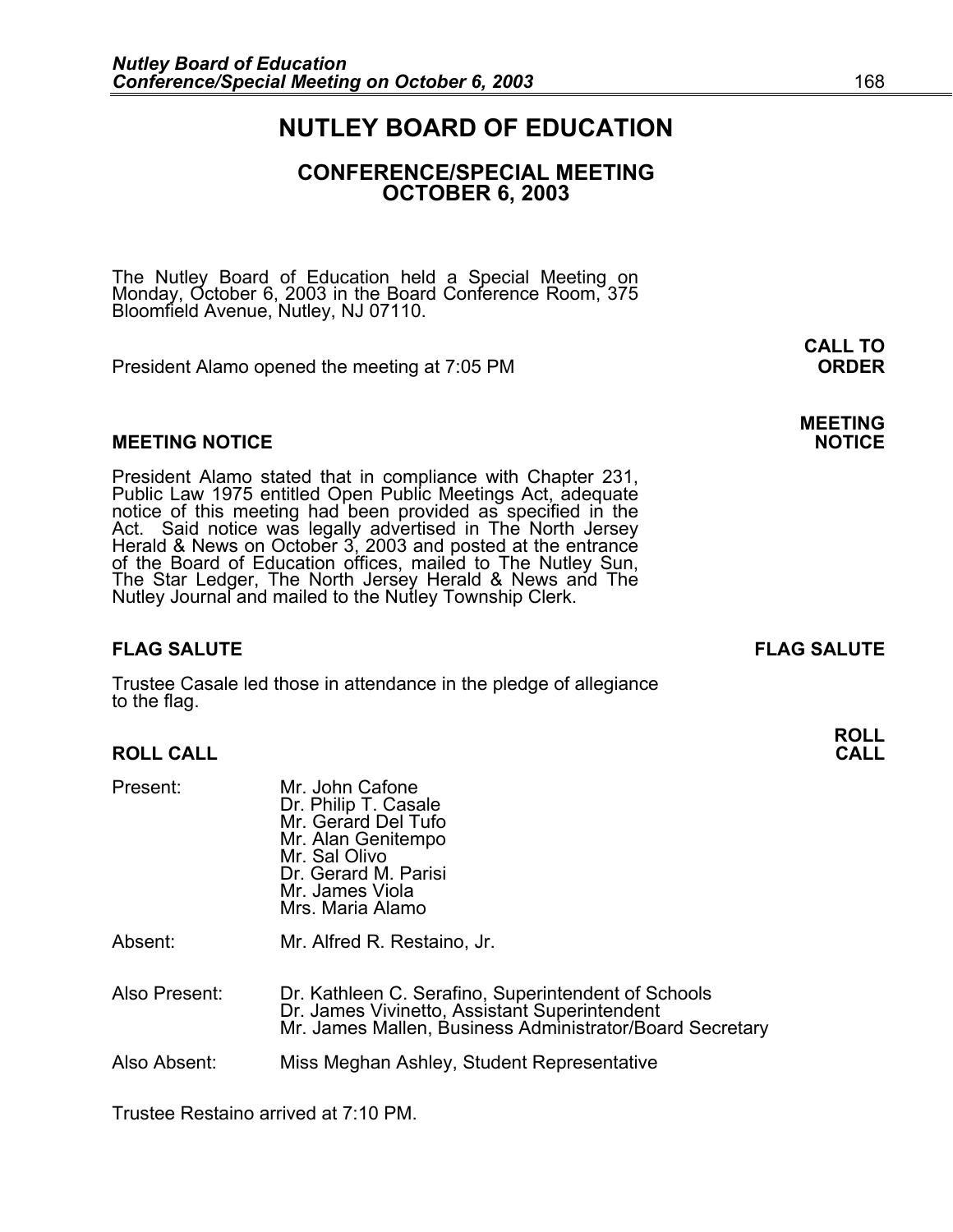# NUTLEY BOARD OF EDUCATION

## CONFERENCE/SPECIAL MEETING
## OCTOBER 6, 2003

The Nutley Board of Education held a Special Meeting on Monday, October 6, 2003 in the Board Conference Room, 375 Bloomfield Avenue, Nutley, NJ 07110.

**CALL TO ORDER**

President Alamo opened the meeting at 7:05 PM

**MEETING NOTICE**

President Alamo stated that in compliance with Chapter 231, Public Law 1975 entitled Open Public Meetings Act, adequate notice of this meeting had been provided as specified in the Act. Said notice was legally advertised in The North Jersey Herald & News on October 3, 2003 and posted at the entrance of the Board of Education offices, mailed to The Nutley Sun, The Star Ledger, The North Jersey Herald & News and The Nutley Journal and mailed to the Nutley Township Clerk.

**FLAG SALUTE**

Trustee Casale led those in attendance in the pledge of allegiance to the flag.

**ROLL CALL**

Present:
Mr. John Cafone
Dr. Philip T. Casale
Mr. Gerard Del Tufo
Mr. Alan Genitempo
Mr. Sal Olivo
Dr. Gerard M. Parisi
Mr. James Viola
Mrs. Maria Alamo

Absent:
Mr. Alfred R. Restaino, Jr.

Also Present:
Dr. Kathleen C. Serafino, Superintendent of Schools
Dr. James Vivinetto, Assistant Superintendent
Mr. James Mallen, Business Administrator/Board Secretary

Also Absent:
Miss Meghan Ashley, Student Representative

Trustee Restaino arrived at 7:10 PM.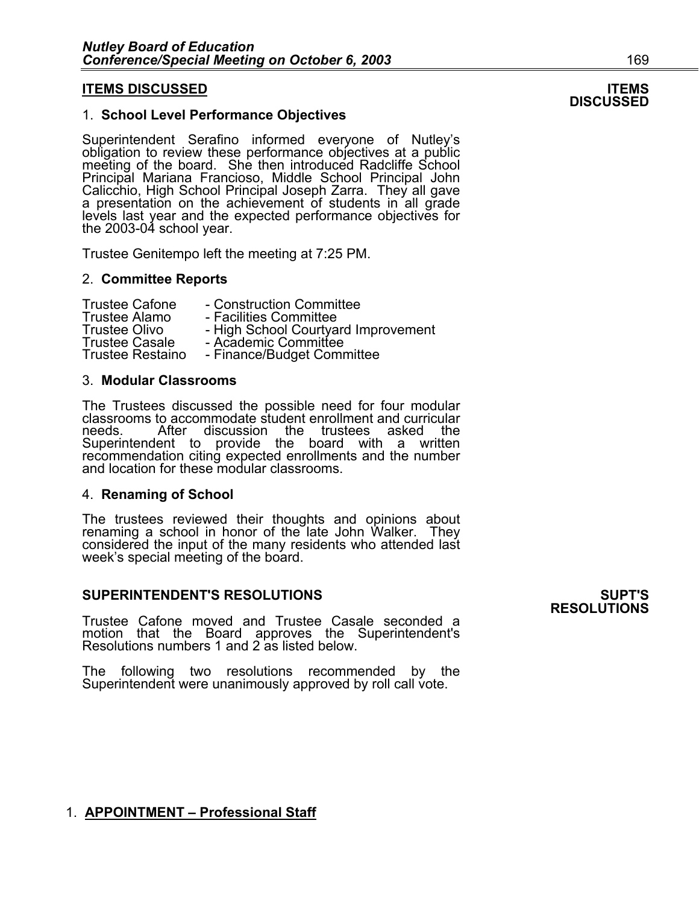## ITEMS DISCUSSED

**ITEMS DISCUSSED**

1. **School Level Performance Objectives**

Superintendent Serafino informed everyone of Nutley's obligation to review these performance objectives at a public meeting of the board. She then introduced Radcliffe School Principal Mariana Francioso, Middle School Principal John Calicchio, High School Principal Joseph Zarra. They all gave a presentation on the achievement of students in all grade levels last year and the expected performance objectives for the 2003-04 school year.

Trustee Genitempo left the meeting at 7:25 PM.

2. **Committee Reports**

| | |
|---|---|
| Trustee Cafone | - Construction Committee |
| Trustee Alamo | - Facilities Committee |
| Trustee Olivo | - High School Courtyard Improvement |
| Trustee Casale | - Academic Committee |
| Trustee Restaino | - Finance/Budget Committee |

3. **Modular Classrooms**

The Trustees discussed the possible need for four modular classrooms to accommodate student enrollment and curricular needs. After discussion the trustees asked the Superintendent to provide the board with a written recommendation citing expected enrollments and the number and location for these modular classrooms.

4. **Renaming of School**

The trustees reviewed their thoughts and opinions about renaming a school in honor of the late John Walker. They considered the input of the many residents who attended last week's special meeting of the board.

## SUPERINTENDENT'S RESOLUTIONS

**SUPT'S RESOLUTIONS**

Trustee Cafone moved and Trustee Casale seconded a motion that the Board approves the Superintendent's Resolutions numbers 1 and 2 as listed below.

The following two resolutions recommended by the Superintendent were unanimously approved by roll call vote.

1. **APPOINTMENT – Professional Staff**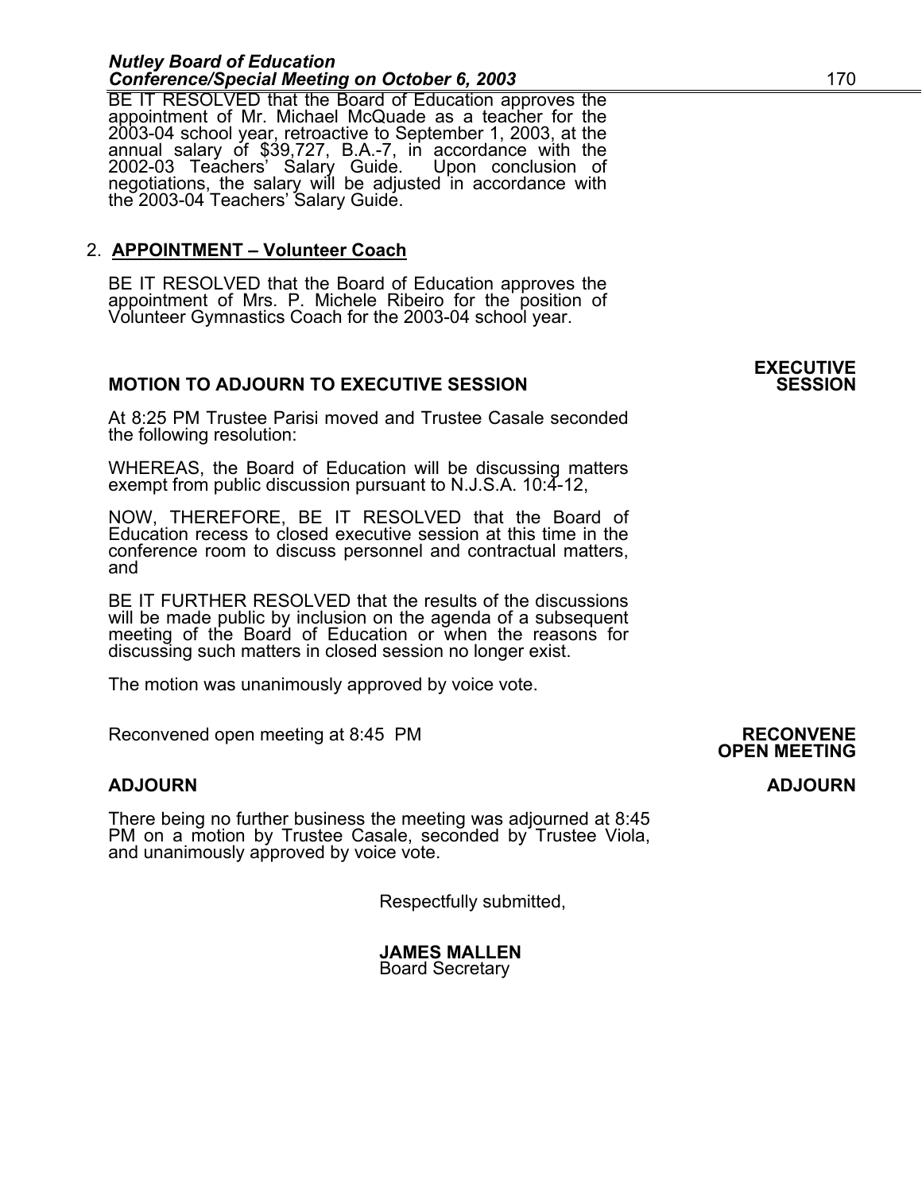BE IT RESOLVED that the Board of Education approves the appointment of Mr. Michael McQuade as a teacher for the 2003-04 school year, retroactive to September 1, 2003, at the annual salary of $39,727, B.A.-7, in accordance with the 2002-03 Teachers' Salary Guide. Upon conclusion of negotiations, the salary will be adjusted in accordance with the 2003-04 Teachers' Salary Guide.

2. **APPOINTMENT – Volunteer Coach**

BE IT RESOLVED that the Board of Education approves the appointment of Mrs. P. Michele Ribeiro for the position of Volunteer Gymnastics Coach for the 2003-04 school year.

**MOTION TO ADJOURN TO EXECUTIVE SESSION** **EXECUTIVE SESSION**

At 8:25 PM Trustee Parisi moved and Trustee Casale seconded the following resolution:

WHEREAS, the Board of Education will be discussing matters exempt from public discussion pursuant to N.J.S.A. 10:4-12,

NOW, THEREFORE, BE IT RESOLVED that the Board of Education recess to closed executive session at this time in the conference room to discuss personnel and contractual matters, and

BE IT FURTHER RESOLVED that the results of the discussions will be made public by inclusion on the agenda of a subsequent meeting of the Board of Education or when the reasons for discussing such matters in closed session no longer exist.

The motion was unanimously approved by voice vote.

Reconvened open meeting at 8:45 PM **RECONVENE OPEN MEETING**

**ADJOURN** **ADJOURN**

There being no further business the meeting was adjourned at 8:45 PM on a motion by Trustee Casale, seconded by Trustee Viola, and unanimously approved by voice vote.

Respectfully submitted,

**JAMES MALLEN**
Board Secretary